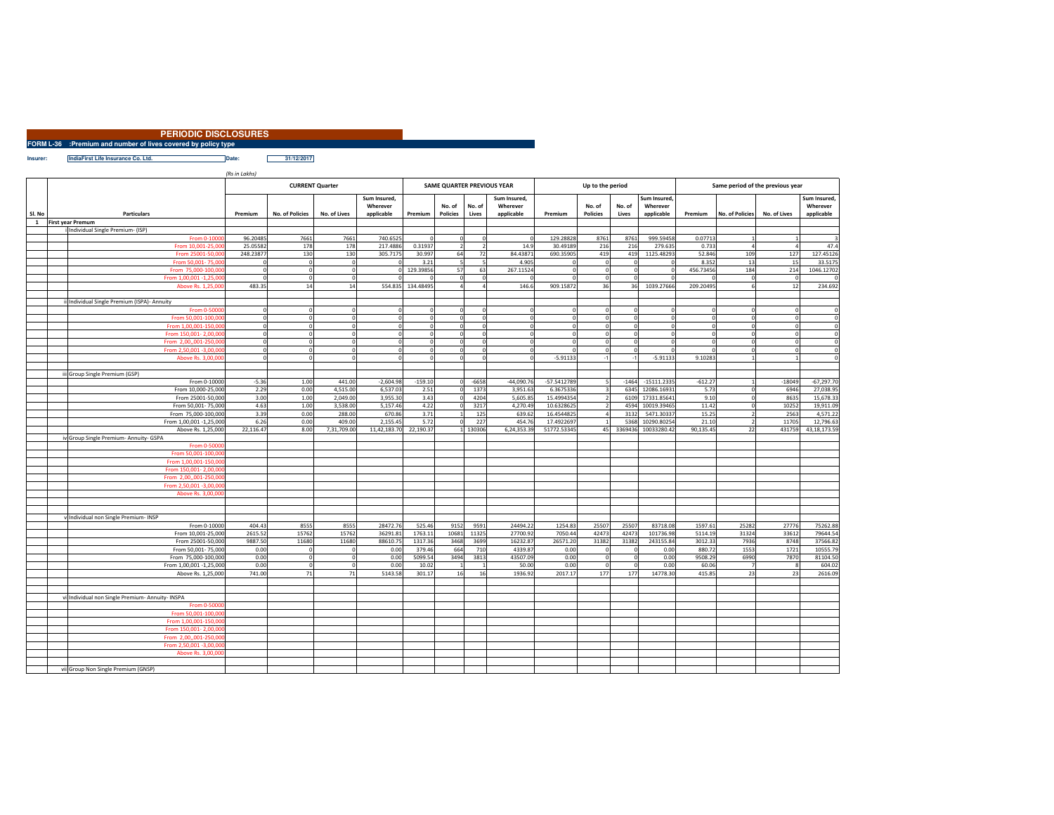# PERIODIC DISCLOSURES

**FORM L-36 :Premium and number of lives covered by policy type**

**Insurer:** IndiaFirst Life Insurance Co. Ltd. **Date:** 31/12/2017

*(Rs in Lakhs)*

| Sl. No | Particulars | CURRENT Quarter | | | | SAME QUARTER PREVIOUS YEAR | | | | Up to the period | | | | Same period of the previous year | | | |
|---|---|---|---|---|---|---|---|---|---|---|---|---|---|---|---|---|---|
| | | Premium | No. of Policies | No. of Lives | Sum Insured, Wherever applicable | Premium | No. of Policies | No. of Lives | Sum Insured, Wherever applicable | Premium | No. of Policies | No. of Lives | Sum Insured, Wherever applicable | Premium | No. of Policies | No. of Lives | Sum Insured, Wherever applicable |
| 1 | **First year Premum** | | | | | | | | | | | | | | | | |
| | i Individual Single Premium- (ISP) | | | | | | | | | | | | | | | | |
| | From 0-10000 | 96.20485 | 7661 | 7661 | 740.6525 | 0 | 0 | 0 | 0 | 129.28828 | 8761 | 8761 | 999.59458 | 0.07713 | 1 | 1 | 3 |
| | From 10,001-25,000 | 25.05582 | 178 | 178 | 217.4886 | 0.31937 | 2 | 2 | 14.9 | 30.49189 | 216 | 216 | 279.635 | 0.733 | 4 | 4 | 47.4 |
| | From 25001-50,000 | 248.23877 | 130 | 130 | 305.7175 | 30.997 | 64 | 72 | 84.43871 | 690.35905 | 419 | 419 | 1125.48293 | 52.846 | 109 | 127 | 127.45126 |
| | From 50,001- 75,000 | 0 | 0 | 0 | 0 | 3.21 | 5 | 5 | 4.905 | 0 | 0 | 0 | 0 | 8.352 | 13 | 15 | 33.5175 |
| | From 75,000-100,000 | 0 | 0 | 0 | 0 | 129.39856 | 57 | 63 | 267.11524 | 0 | 0 | 0 | 0 | 456.73456 | 184 | 214 | 1046.12702 |
| | From 1,00,001 -1,25,000 | 0 | 0 | 0 | 0 | 0 | 0 | 0 | 0 | 0 | 0 | 0 | 0 | 0 | 0 | 0 | 0 |
| | Above Rs. 1,25,000 | 483.35 | 14 | 14 | 554.835 | 134.48495 | 4 | 4 | 146.6 | 909.15872 | 36 | 36 | 1039.27666 | 209.20495 | 6 | 12 | 234.692 |
| | | | | | | | | | | | | | | | | | |
| | ii Individual Single Premium (ISPA)- Annuity | | | | | | | | | | | | | | | | |
| | From 0-50000 | 0 | 0 | 0 | 0 | 0 | 0 | 0 | 0 | 0 | 0 | 0 | 0 | 0 | 0 | 0 | 0 |
| | From 50,001-100,000 | 0 | 0 | 0 | 0 | 0 | 0 | 0 | 0 | 0 | 0 | 0 | 0 | 0 | 0 | 0 | 0 |
| | From 1,00,001-150,000 | 0 | 0 | 0 | 0 | 0 | 0 | 0 | 0 | 0 | 0 | 0 | 0 | 0 | 0 | 0 | 0 |
| | From 150,001- 2,00,000 | 0 | 0 | 0 | 0 | 0 | 0 | 0 | 0 | 0 | 0 | 0 | 0 | 0 | 0 | 0 | 0 |
| | From 2,00,,001-250,000 | 0 | 0 | 0 | 0 | 0 | 0 | 0 | 0 | 0 | 0 | 0 | 0 | 0 | 0 | 0 | 0 |
| | From 2,50,001 -3,00,000 | 0 | 0 | 0 | 0 | 0 | 0 | 0 | 0 | 0 | 0 | 0 | 0 | 0 | 0 | 0 | 0 |
| | Above Rs. 3,00,000 | 0 | 0 | 0 | 0 | 0 | 0 | 0 | 0 | -5.91133 | -1 | -1 | -5.91133 | 9.10283 | 1 | 1 | 0 |
| | | | | | | | | | | | | | | | | | |
| | iii Group Single Premium (GSP) | | | | | | | | | | | | | | | | |
| | From 0-10000 | -5.36 | 1.00 | 441.00 | -2,604.98 | -159.10 | 0 | -6658 | -44,090.76 | -57.5412789 | 5 | -1464 | -15111.2335 | -612.27 | 1 | -18049 | -67,297.70 |
| | From 10,000-25,000 | 2.29 | 0.00 | 4,515.00 | 6,537.03 | 2.51 | 0 | 1373 | 3,951.63 | 6.3675336 | 3 | 6345 | 12086.16931 | 5.73 | 0 | 6946 | 27,038.95 |
| | From 25001-50,000 | 3.00 | 1.00 | 2,049.00 | 3,955.30 | 3.43 | 0 | 4204 | 5,605.85 | 15.4994354 | 2 | 6109 | 17331.85641 | 9.10 | 0 | 8635 | 15,678.33 |
| | From 50,001- 75,000 | 4.63 | 1.00 | 3,538.00 | 5,157.46 | 4.22 | 0 | 3217 | 4,270.49 | 10.6328625 | 2 | 4594 | 10019.39465 | 11.42 | 0 | 10252 | 19,911.09 |
| | From 75,000-100,000 | 3.39 | 0.00 | 288.00 | 670.86 | 3.71 | 1 | 125 | 639.62 | 16.4544825 | 4 | 3132 | 5471.30337 | 15.25 | 2 | 2563 | 4,571.22 |
| | From 1,00,001 -1,25,000 | 6.26 | 0.00 | 409.00 | 2,155.45 | 5.72 | 0 | 227 | 454.76 | 17.4922697 | 1 | 5368 | 10290.80254 | 21.10 | 2 | 11705 | 12,796.63 |
| | Above Rs. 1,25,000 | 22,116.47 | 8.00 | 7,31,709.00 | 11,42,183.70 | 22,190.37 | 1 | 130306 | 6,24,353.39 | 51772.53345 | 45 | 3369436 | 10033280.42 | 90,135.45 | 22 | 431759 | 43,18,173.59 |
| | iv Group Single Premium- Annuity- GSPA | | | | | | | | | | | | | | | | |
| | From 0-50000 | | | | | | | | | | | | | | | | |
| | From 50,001-100,000 | | | | | | | | | | | | | | | | |
| | From 1,00,001-150,000 | | | | | | | | | | | | | | | | |
| | From 150,001- 2,00,000 | | | | | | | | | | | | | | | | |
| | From 2,00,,001-250,000 | | | | | | | | | | | | | | | | |
| | From 2,50,001 -3,00,000 | | | | | | | | | | | | | | | | |
| | Above Rs. 3,00,000 | | | | | | | | | | | | | | | | |
| | | | | | | | | | | | | | | | | | |
| | | | | | | | | | | | | | | | | | |
| | v Individual non Single Premium- INSP | | | | | | | | | | | | | | | | |
| | From 0-10000 | 404.43 | 8555 | 8555 | 28472.76 | 525.46 | 9152 | 9591 | 24494.22 | 1254.83 | 25507 | 25507 | 83718.08 | 1597.61 | 25282 | 27776 | 75262.88 |
| | From 10,001-25,000 | 2615.52 | 15762 | 15762 | 36291.81 | 1763.11 | 10681 | 11325 | 27700.92 | 7050.44 | 42473 | 42473 | 101736.98 | 5114.19 | 31324 | 33612 | 79644.54 |
| | From 25001-50,000 | 9887.50 | 11680 | 11680 | 88610.75 | 1317.36 | 3468 | 3699 | 16232.87 | 26571.20 | 31382 | 31382 | 243155.84 | 3012.33 | 7936 | 8748 | 37566.82 |
| | From 50,001- 75,000 | 0.00 | 0 | 0 | 0.00 | 379.46 | 664 | 710 | 4339.87 | 0.00 | 0 | 0 | 0.00 | 880.72 | 1553 | 1721 | 10555.79 |
| | From 75,000-100,000 | 0.00 | 0 | 0 | 0.00 | 5099.54 | 3494 | 3813 | 43507.09 | 0.00 | 0 | 0 | 0.00 | 9508.29 | 6990 | 7870 | 81104.50 |
| | From 1,00,001 -1,25,000 | 0.00 | 0 | 0 | 0.00 | 10.02 | 1 | 1 | 50.00 | 0.00 | 0 | 0 | 0.00 | 60.06 | 7 | 8 | 604.02 |
| | Above Rs. 1,25,000 | 741.00 | 71 | 71 | 5143.58 | 301.17 | 16 | 16 | 1936.92 | 2017.17 | 177 | 177 | 14778.30 | 415.85 | 23 | 23 | 2616.09 |
| | | | | | | | | | | | | | | | | | |
| | | | | | | | | | | | | | | | | | |
| | vi Individual non Single Premium- Annuity- INSPA | | | | | | | | | | | | | | | | |
| | From 0-50000 | | | | | | | | | | | | | | | | |
| | From 50,001-100,000 | | | | | | | | | | | | | | | | |
| | From 1,00,001-150,000 | | | | | | | | | | | | | | | | |
| | From 150,001- 2,00,000 | | | | | | | | | | | | | | | | |
| | From 2,00,,001-250,000 | | | | | | | | | | | | | | | | |
| | From 2,50,001 -3,00,000 | | | | | | | | | | | | | | | | |
| | Above Rs. 3,00,000 | | | | | | | | | | | | | | | | |
| | | | | | | | | | | | | | | | | | |
| | vii Group Non Single Premium (GNSP) | | | | | | | | | | | | | | | | |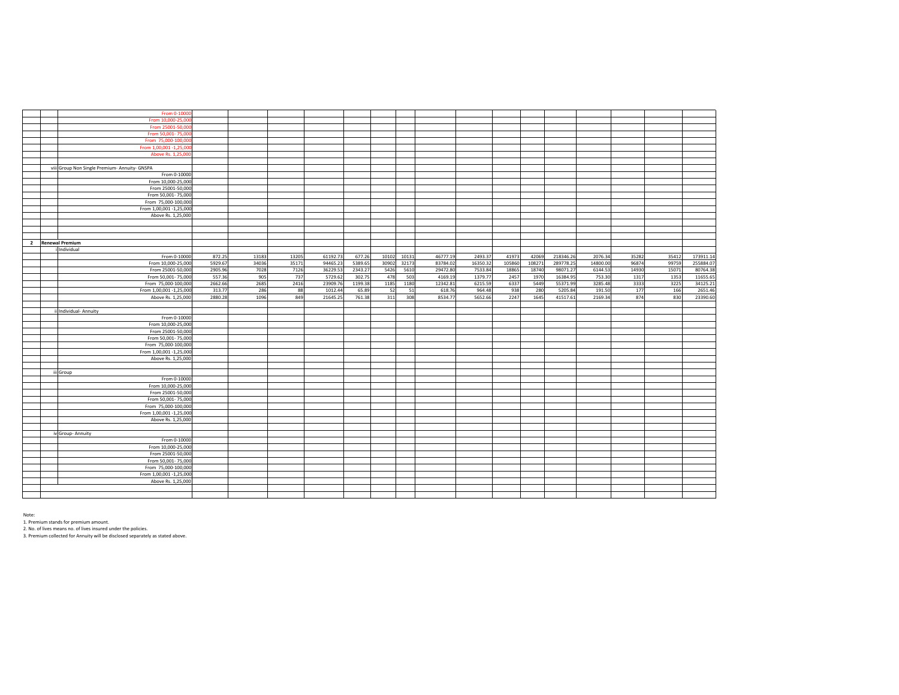| | | | | | | | | | | | | | | | | | | |
|---|---|---|---|---|---|---|---|---|---|---|---|---|---|---|---|---|---|---|
| | | From 0-10000 | | | | | | | | | | | | | | | | |
| | | From 10,000-25,000 | | | | | | | | | | | | | | | | |
| | | From 25001-50,000 | | | | | | | | | | | | | | | | |
| | | From 50,001- 75,000 | | | | | | | | | | | | | | | | |
| | | From 75,000-100,000 | | | | | | | | | | | | | | | | |
| | | From 1,00,001 -1,25,000 | | | | | | | | | | | | | | | | |
| | | Above Rs. 1,25,000 | | | | | | | | | | | | | | | | |
| | | | | | | | | | | | | | | | | | | |
| | viii | Group Non Single Premium- Annuity- GNSPA | | | | | | | | | | | | | | | | |
| | | From 0-10000 | | | | | | | | | | | | | | | | |
| | | From 10,000-25,000 | | | | | | | | | | | | | | | | |
| | | From 25001-50,000 | | | | | | | | | | | | | | | | |
| | | From 50,001- 75,000 | | | | | | | | | | | | | | | | |
| | | From 75,000-100,000 | | | | | | | | | | | | | | | | |
| | | From 1,00,001 -1,25,000 | | | | | | | | | | | | | | | | |
| | | Above Rs. 1,25,000 | | | | | | | | | | | | | | | | |
| | | | | | | | | | | | | | | | | | | |
| **2** | **Renewal Premium** | | | | | | | | | | | | | | | | | |
| | i | Individual | | | | | | | | | | | | | | | | |
| | | From 0-10000 | 872.25 | 13183 | 13205 | 61192.73 | 677.26 | 10102 | 10131 | 46777.19 | 2493.37 | 41973 | 42069 | 218346.26 | 2076.34 | 35282 | 35412 | 173911.14 |
| | | From 10,000-25,000 | 5929.67 | 34036 | 35171 | 94465.23 | 5389.65 | 30902 | 32173 | 83784.02 | 16350.32 | 105860 | 108271 | 289778.25 | 14800.00 | 96874 | 99759 | 255884.07 |
| | | From 25001-50,000 | 2905.96 | 7028 | 7126 | 36229.53 | 2343.27 | 5426 | 5610 | 29472.80 | 7533.84 | 18865 | 18740 | 98071.27 | 6144.53 | 14930 | 15071 | 80764.38 |
| | | From 50,001- 75,000 | 557.36 | 905 | 737 | 5729.62 | 302.75 | 478 | 503 | 4169.19 | 1379.77 | 2457 | 1970 | 16384.95 | 753.30 | 1317 | 1353 | 11655.65 |
| | | From 75,000-100,000 | 2662.66 | 2685 | 2416 | 23909.76 | 1199.38 | 1185 | 1180 | 12342.81 | 6215.59 | 6337 | 5449 | 55371.99 | 3285.48 | 3333 | 3225 | 34125.21 |
| | | From 1,00,001 -1,25,000 | 313.77 | 286 | 88 | 1012.44 | 65.89 | 52 | 51 | 618.76 | 964.48 | 938 | 280 | 5205.84 | 191.50 | 177 | 166 | 2651.46 |
| | | Above Rs. 1,25,000 | 2880.28 | 1096 | 849 | 21645.25 | 761.38 | 311 | 308 | 8534.77 | 5652.66 | 2247 | 1645 | 41517.61 | 2169.34 | 874 | 830 | 23390.60 |
| | | | | | | | | | | | | | | | | | | |
| | ii | Individual- Annuity | | | | | | | | | | | | | | | | |
| | | From 0-10000 | | | | | | | | | | | | | | | | |
| | | From 10,000-25,000 | | | | | | | | | | | | | | | | |
| | | From 25001-50,000 | | | | | | | | | | | | | | | | |
| | | From 50,001- 75,000 | | | | | | | | | | | | | | | | |
| | | From 75,000-100,000 | | | | | | | | | | | | | | | | |
| | | From 1,00,001 -1,25,000 | | | | | | | | | | | | | | | | |
| | | Above Rs. 1,25,000 | | | | | | | | | | | | | | | | |
| | | | | | | | | | | | | | | | | | | |
| | iii | Group | | | | | | | | | | | | | | | | |
| | | From 0-10000 | | | | | | | | | | | | | | | | |
| | | From 10,000-25,000 | | | | | | | | | | | | | | | | |
| | | From 25001-50,000 | | | | | | | | | | | | | | | | |
| | | From 50,001- 75,000 | | | | | | | | | | | | | | | | |
| | | From 75,000-100,000 | | | | | | | | | | | | | | | | |
| | | From 1,00,001 -1,25,000 | | | | | | | | | | | | | | | | |
| | | Above Rs. 1,25,000 | | | | | | | | | | | | | | | | |
| | | | | | | | | | | | | | | | | | | |
| | iv | Group- Annuity | | | | | | | | | | | | | | | | |
| | | From 0-10000 | | | | | | | | | | | | | | | | |
| | | From 10,000-25,000 | | | | | | | | | | | | | | | | |
| | | From 25001-50,000 | | | | | | | | | | | | | | | | |
| | | From 50,001- 75,000 | | | | | | | | | | | | | | | | |
| | | From 75,000-100,000 | | | | | | | | | | | | | | | | |
| | | From 1,00,001 -1,25,000 | | | | | | | | | | | | | | | | |
| | | Above Rs. 1,25,000 | | | | | | | | | | | | | | | | |

Note:

1. Premium stands for premium amount.
2. No. of lives means no. of lives insured under the policies.
3. Premium collected for Annuity will be disclosed separately as stated above.